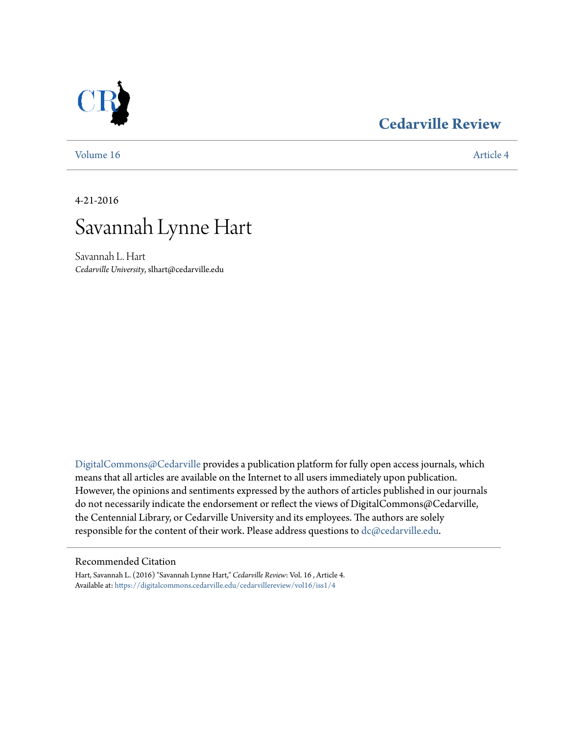Cedarville Review

Volume 16 | Article 4

4-21-2016

# Savannah Lynne Hart

Savannah L. Hart
*Cedarville University*, slhart@cedarville.edu

DigitalCommons@Cedarville provides a publication platform for fully open access journals, which means that all articles are available on the Internet to all users immediately upon publication. However, the opinions and sentiments expressed by the authors of articles published in our journals do not necessarily indicate the endorsement or reflect the views of DigitalCommons@Cedarville, the Centennial Library, or Cedarville University and its employees. The authors are solely responsible for the content of their work. Please address questions to dc@cedarville.edu.

## Recommended Citation

Hart, Savannah L. (2016) "Savannah Lynne Hart," *Cedarville Review*: Vol. 16 , Article 4.
Available at: https://digitalcommons.cedarville.edu/cedarvillereview/vol16/iss1/4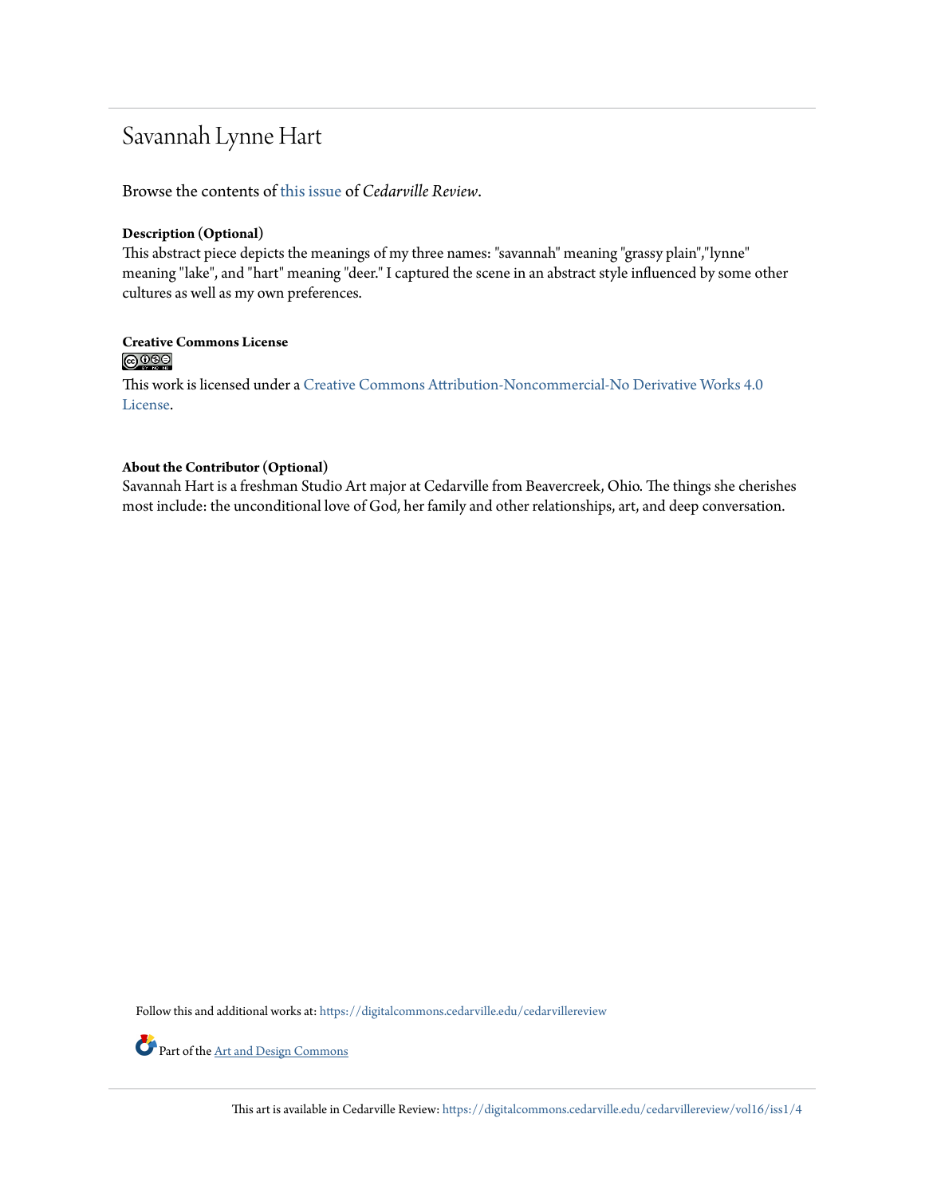# Savannah Lynne Hart

Browse the contents of this issue of *Cedarville Review*.

**Description (Optional)**

This abstract piece depicts the meanings of my three names: "savannah" meaning "grassy plain","lynne" meaning "lake", and "hart" meaning "deer." I captured the scene in an abstract style influenced by some other cultures as well as my own preferences.

**Creative Commons License**

This work is licensed under a Creative Commons Attribution-Noncommercial-No Derivative Works 4.0 License.

**About the Contributor (Optional)**

Savannah Hart is a freshman Studio Art major at Cedarville from Beavercreek, Ohio. The things she cherishes most include: the unconditional love of God, her family and other relationships, art, and deep conversation.

Follow this and additional works at: https://digitalcommons.cedarville.edu/cedarvillereview

Part of the Art and Design Commons

This art is available in Cedarville Review: https://digitalcommons.cedarville.edu/cedarvillereview/vol16/iss1/4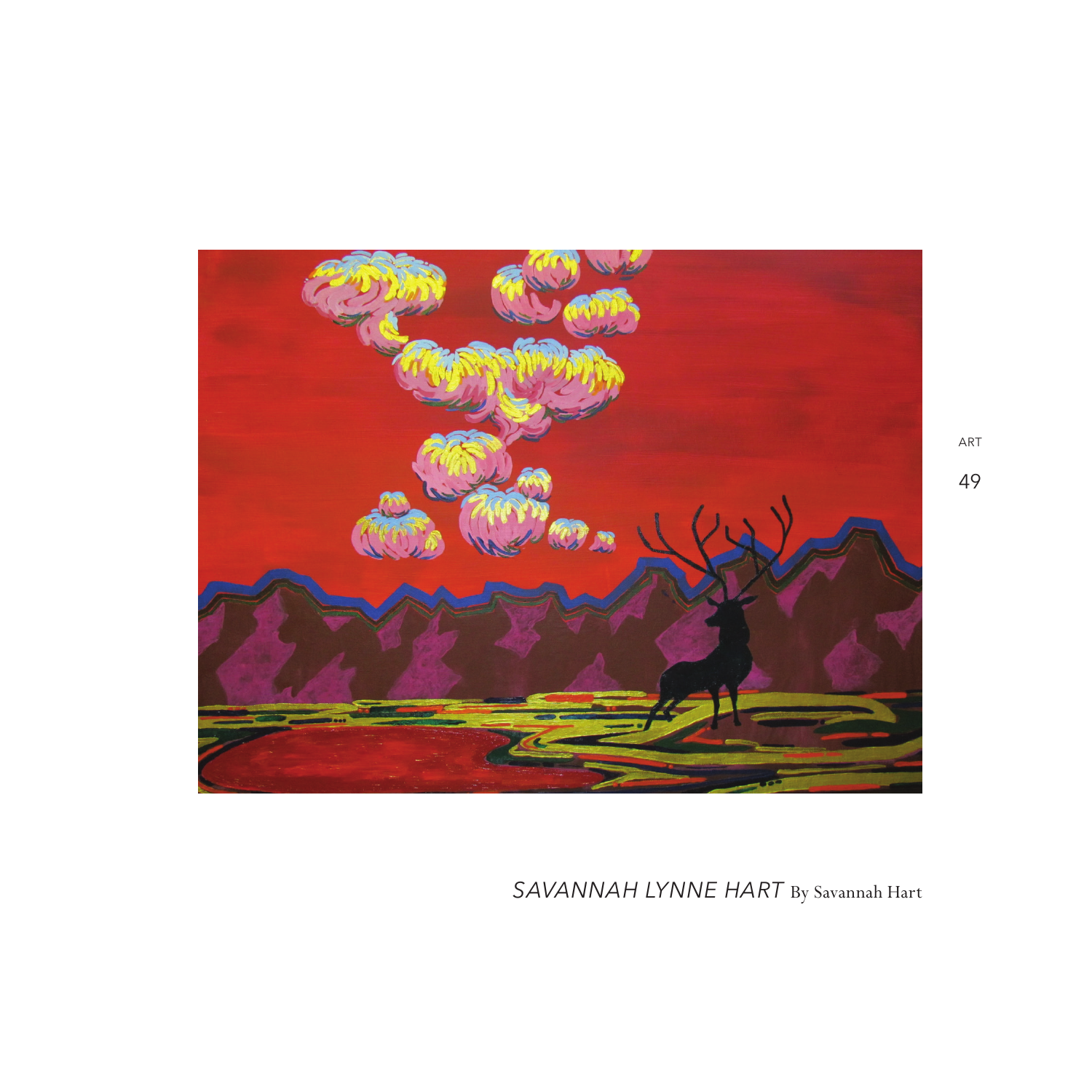*SAVANNAH LYNNE HART* By Savannah Hart